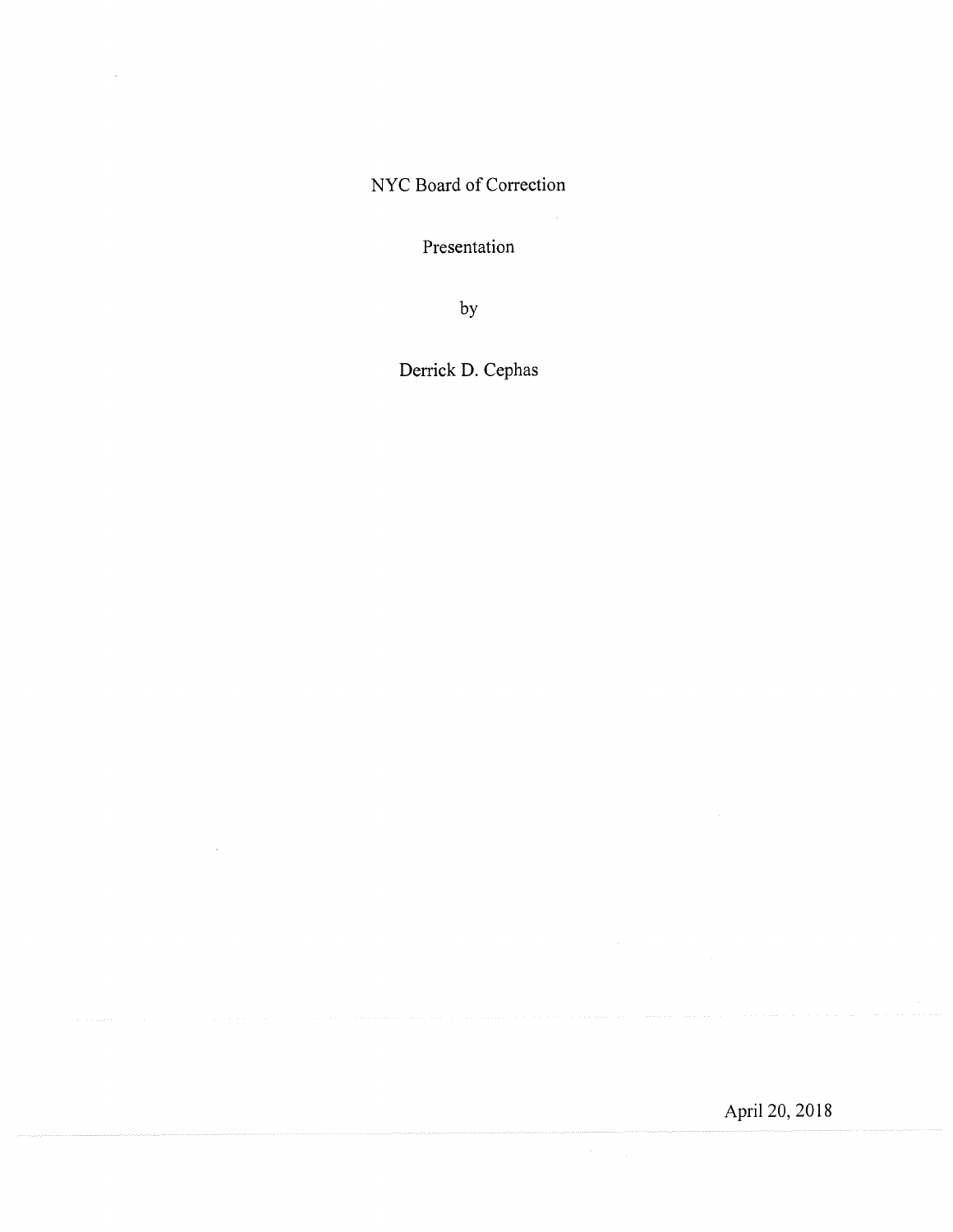# NYC Board of Correction

Presentation

by

Derrick D. Cephas

April 20, 2018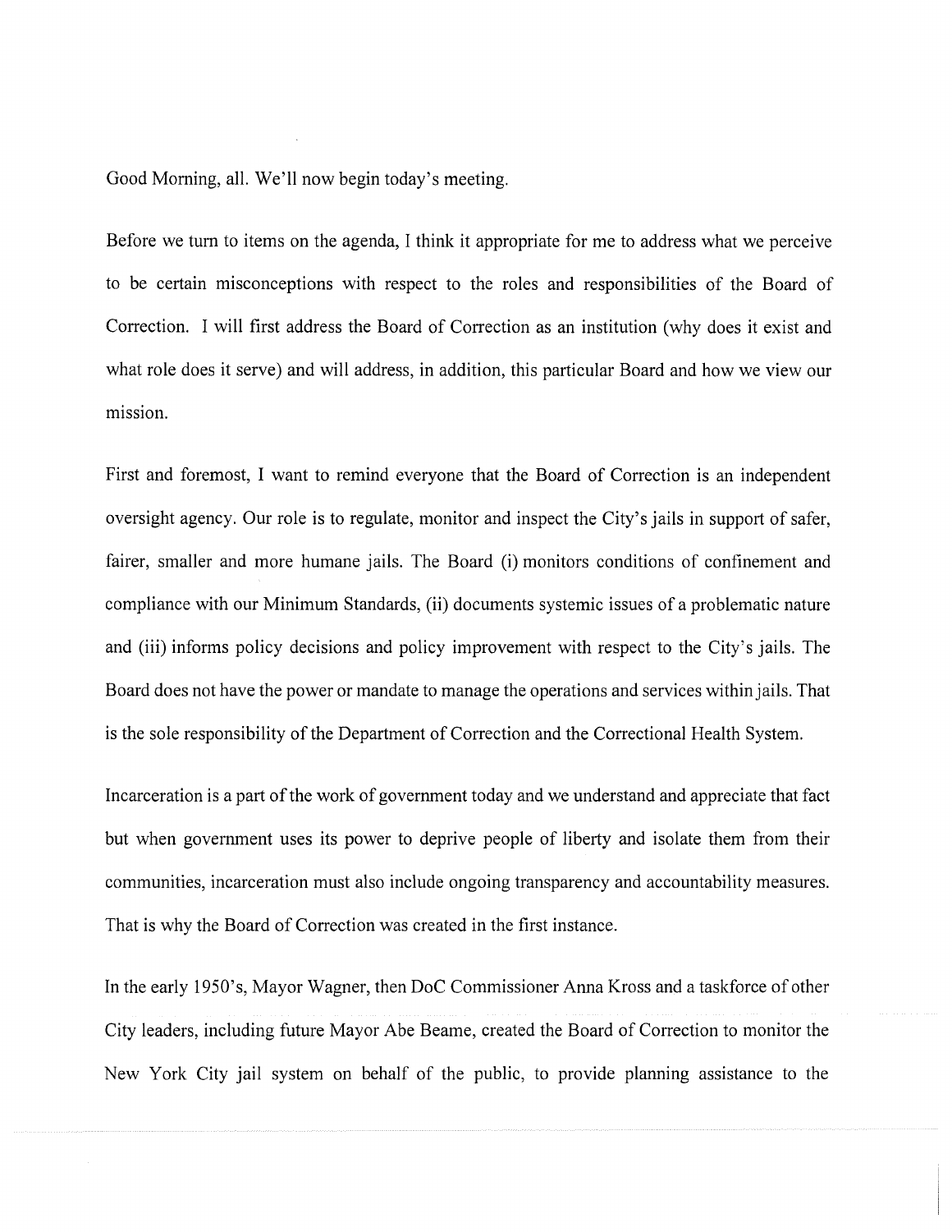Good Morning, all. We'll now begin today's meeting.

Before we turn to items on the agenda, I think it appropriate for me to address what we perceive to be certain misconceptions with respect to the roles and responsibilities of the Board of Correction. I will first address the Board of Correction as an institution (why does it exist and what role does it serve) and will address, in addition, this particular Board and how we view our mission.

First and foremost, I want to remind everyone that the Board of Correction is an independent oversight agency. Our role is to regulate, monitor and inspect the City's jails in support of safer, fairer, smaller and more humane jails. The Board (i) monitors conditions of confinement and compliance with our Minimum Standards, (ii) documents systemic issues of a problematic nature and (iii) informs policy decisions and policy improvement with respect to the City's jails. The Board does not have the power or mandate to manage the operations and services within jails. That is the sole responsibility of the Department of Correction and the Correctional Health System.

Incarceration is a part of the work of government today and we understand and appreciate that fact but when government uses its power to deprive people of liberty and isolate them from their communities, incarceration must also include ongoing transparency and accountability measures. That is why the Board of Correction was created in the first instance.

In the early 1950's, Mayor Wagner, then DoC Commissioner Anna Kross and a taskforce of other City leaders, including future Mayor Abe Beame, created the Board of Correction to monitor the New York City jail system on behalf of the public, to provide planning assistance to the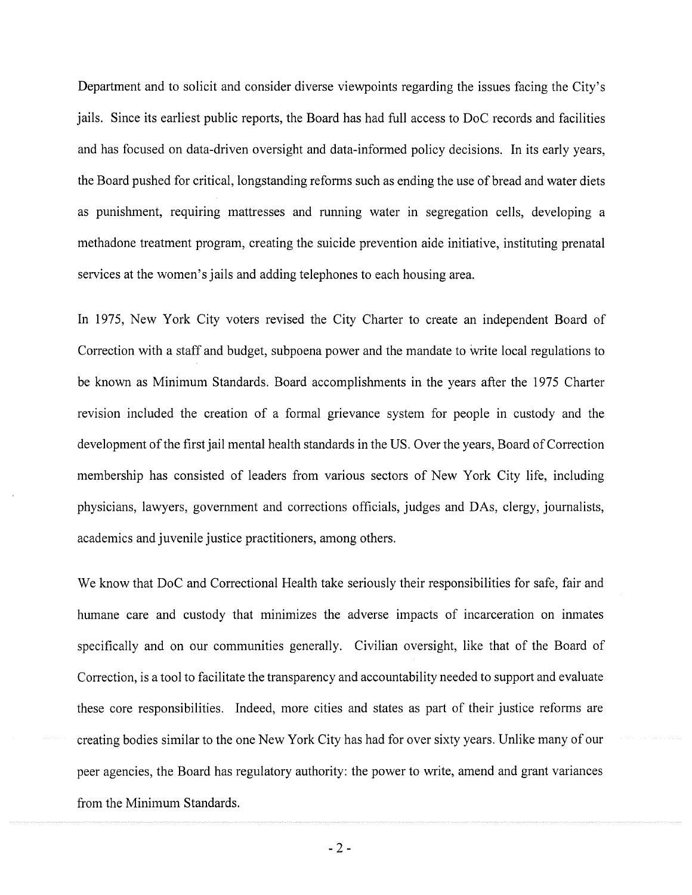Department and to solicit and consider diverse viewpoints regarding the issues facing the City's jails. Since its earliest public reports, the Board has had full access to DoC records and facilities and has focused on data-driven oversight and data-informed policy decisions. In its early years, the Board pushed for critical, longstanding reforms such as ending the use of bread and water diets as punishment, requiring mattresses and running water in segregation cells, developing a methadone treatment program, creating the suicide prevention aide initiative, instituting prenatal services at the women's jails and adding telephones to each housing area.

In 1975, New York City voters revised the City Charter to create an independent Board of Correction with a staff and budget, subpoena power and the mandate to write local regulations to be known as Minimum Standards. Board accomplishments in the years after the 1975 Charter revision included the creation of a formal grievance system for people in custody and the development of the first jail mental health standards in the US. Over the years, Board of Correction membership has consisted of leaders from various sectors of New York City life, including physicians, lawyers, government and corrections officials, judges and DAs, clergy, journalists, academics and juvenile justice practitioners, among others.

We know that DoC and Correctional Health take seriously their responsibilities for safe, fair and humane care and custody that minimizes the adverse impacts of incarceration on inmates specifically and on our communities generally. Civilian oversight, like that of the Board of Correction, is a tool to facilitate the transparency and accountability needed to support and evaluate these core responsibilities. Indeed, more cities and states as part of their justice reforms are creating bodies similar to the one New York City has had for over sixty years. Unlike many of our peer agencies, the Board has regulatory authority: the power to write, amend and grant variances from the Minimum Standards.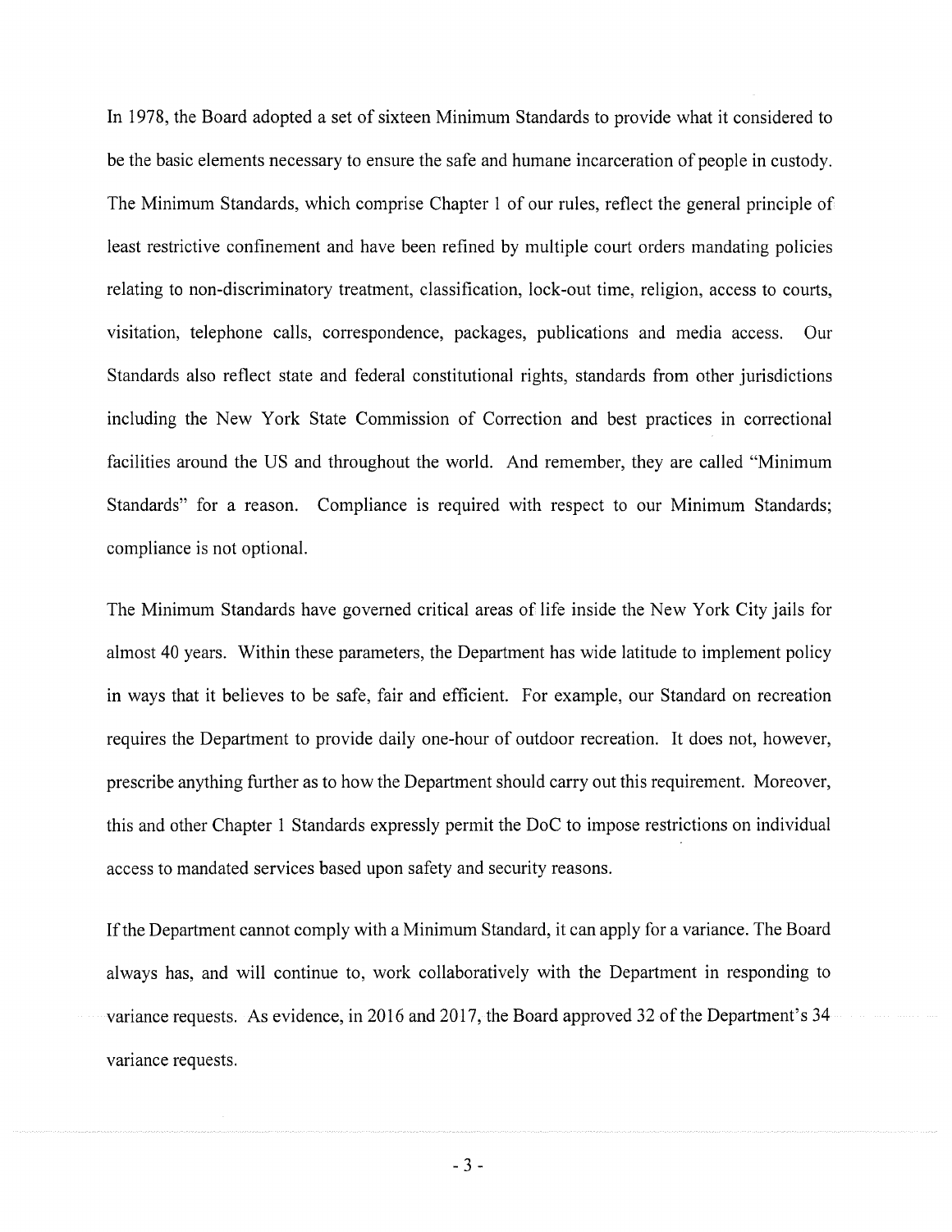In 1978, the Board adopted a set of sixteen Minimum Standards to provide what it considered to be the basic elements necessary to ensure the safe and humane incarceration of people in custody. The Minimum Standards, which comprise Chapter 1 of our rules, reflect the general principle of least restrictive confinement and have been refined by multiple court orders mandating policies relating to non-discriminatory treatment, classification, lock-out time, religion, access to courts, visitation, telephone calls, correspondence, packages, publications and media access. Our Standards also reflect state and federal constitutional rights, standards from other jurisdictions including the New York State Commission of Correction and best practices in correctional facilities around the US and throughout the world. And remember, they are called "Minimum Standards" for a reason. Compliance is required with respect to our Minimum Standards; compliance is not optional.

The Minimum Standards have governed critical areas of life inside the New York City jails for almost 40 years. Within these parameters, the Department has wide latitude to implement policy in ways that it believes to be safe, fair and efficient. For example, our Standard on recreation requires the Department to provide daily one-hour of outdoor recreation. It does not, however, prescribe anything further as to how the Department should carry out this requirement. Moreover, this and other Chapter 1 Standards expressly permit the DoC to impose restrictions on individual access to mandated services based upon safety and security reasons.

If the Department cannot comply with a Minimum Standard, it can apply for a variance. The Board always has, and will continue to, work collaboratively with the Department in responding to variance requests. As evidence, in 2016 and 2017, the Board approved 32 of the Department's 34 variance requests.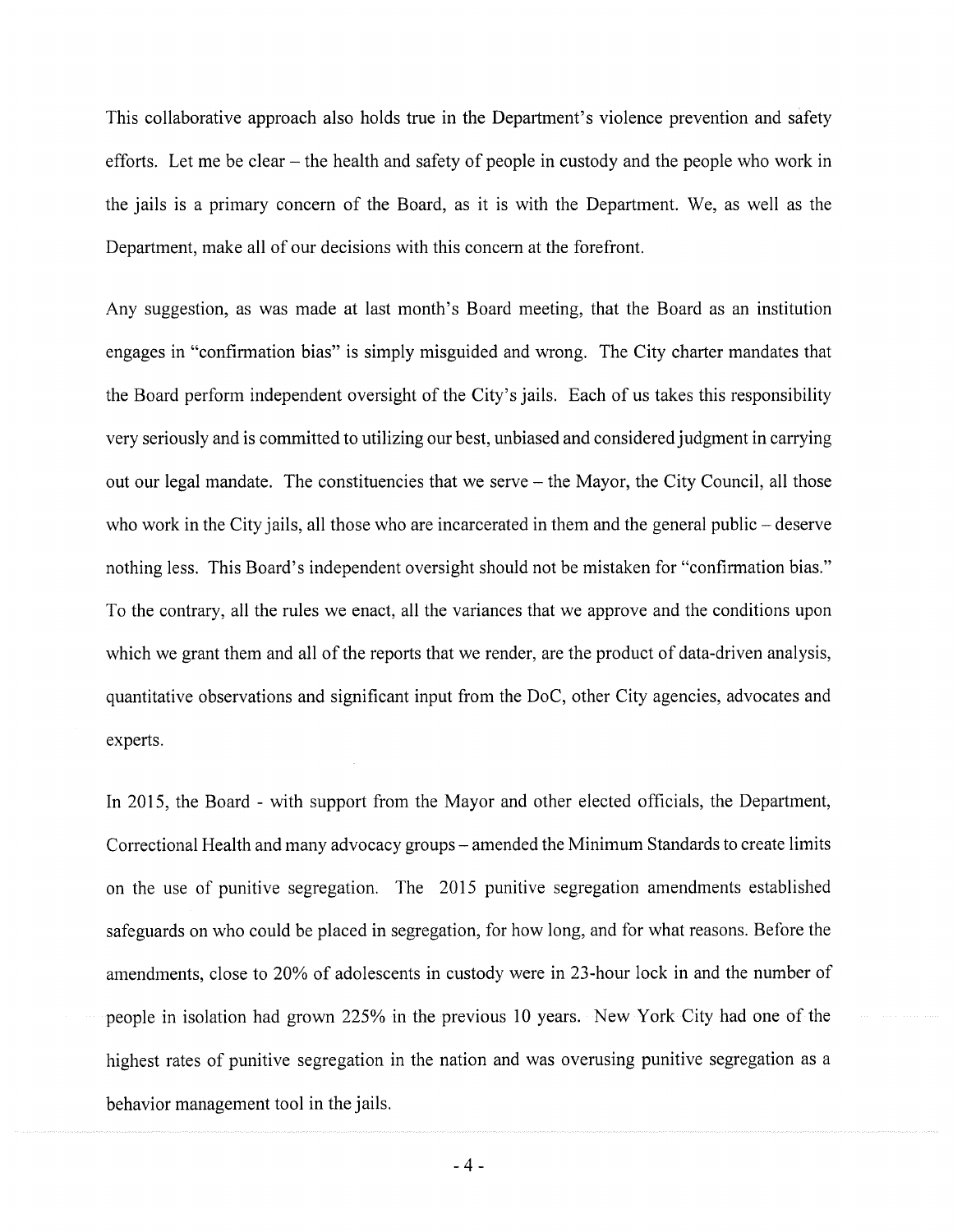This collaborative approach also holds true in the Department's violence prevention and safety efforts. Let me be clear – the health and safety of people in custody and the people who work in the jails is a primary concern of the Board, as it is with the Department. We, as well as the Department, make all of our decisions with this concern at the forefront.

Any suggestion, as was made at last month's Board meeting, that the Board as an institution engages in "confirmation bias" is simply misguided and wrong. The City charter mandates that the Board perform independent oversight of the City's jails. Each of us takes this responsibility very seriously and is committed to utilizing our best, unbiased and considered judgment in carrying out our legal mandate. The constituencies that we serve – the Mayor, the City Council, all those who work in the City jails, all those who are incarcerated in them and the general public – deserve nothing less. This Board's independent oversight should not be mistaken for "confirmation bias." To the contrary, all the rules we enact, all the variances that we approve and the conditions upon which we grant them and all of the reports that we render, are the product of data-driven analysis, quantitative observations and significant input from the DoC, other City agencies, advocates and experts.

In 2015, the Board - with support from the Mayor and other elected officials, the Department, Correctional Health and many advocacy groups – amended the Minimum Standards to create limits on the use of punitive segregation. The 2015 punitive segregation amendments established safeguards on who could be placed in segregation, for how long, and for what reasons. Before the amendments, close to 20% of adolescents in custody were in 23-hour lock in and the number of people in isolation had grown 225% in the previous 10 years. New York City had one of the highest rates of punitive segregation in the nation and was overusing punitive segregation as a behavior management tool in the jails.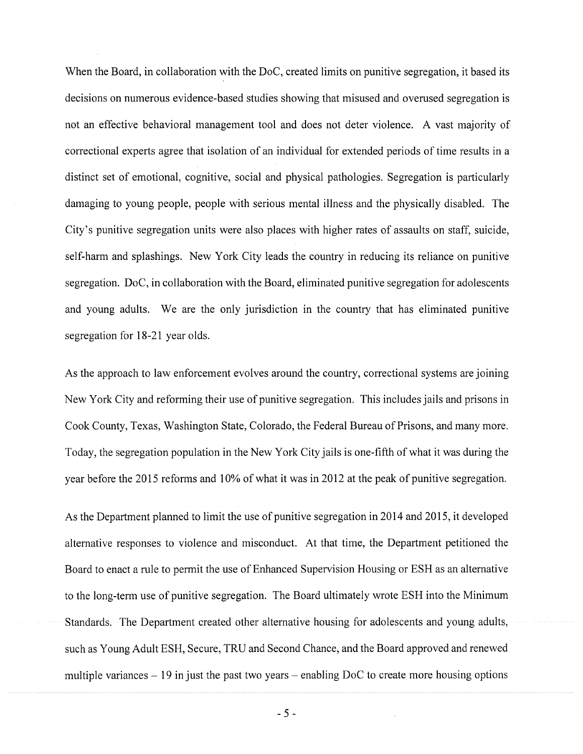When the Board, in collaboration with the DoC, created limits on punitive segregation, it based its decisions on numerous evidence-based studies showing that misused and overused segregation is not an effective behavioral management tool and does not deter violence. A vast majority of correctional experts agree that isolation of an individual for extended periods of time results in a distinct set of emotional, cognitive, social and physical pathologies. Segregation is particularly damaging to young people, people with serious mental illness and the physically disabled. The City's punitive segregation units were also places with higher rates of assaults on staff, suicide, self-harm and splashings. New York City leads the country in reducing its reliance on punitive segregation. DoC, in collaboration with the Board, eliminated punitive segregation for adolescents and young adults. We are the only jurisdiction in the country that has eliminated punitive segregation for 18-21 year olds.

As the approach to law enforcement evolves around the country, correctional systems are joining New York City and reforming their use of punitive segregation. This includes jails and prisons in Cook County, Texas, Washington State, Colorado, the Federal Bureau of Prisons, and many more. Today, the segregation population in the New York City jails is one-fifth of what it was during the year before the 2015 reforms and 10% of what it was in 2012 at the peak of punitive segregation.

As the Department planned to limit the use of punitive segregation in 2014 and 2015, it developed alternative responses to violence and misconduct. At that time, the Department petitioned the Board to enact a rule to permit the use of Enhanced Supervision Housing or ESH as an alternative to the long-term use of punitive segregation. The Board ultimately wrote ESH into the Minimum Standards. The Department created other alternative housing for adolescents and young adults, such as Young Adult ESH, Secure, TRU and Second Chance, and the Board approved and renewed multiple variances – 19 in just the past two years – enabling DoC to create more housing options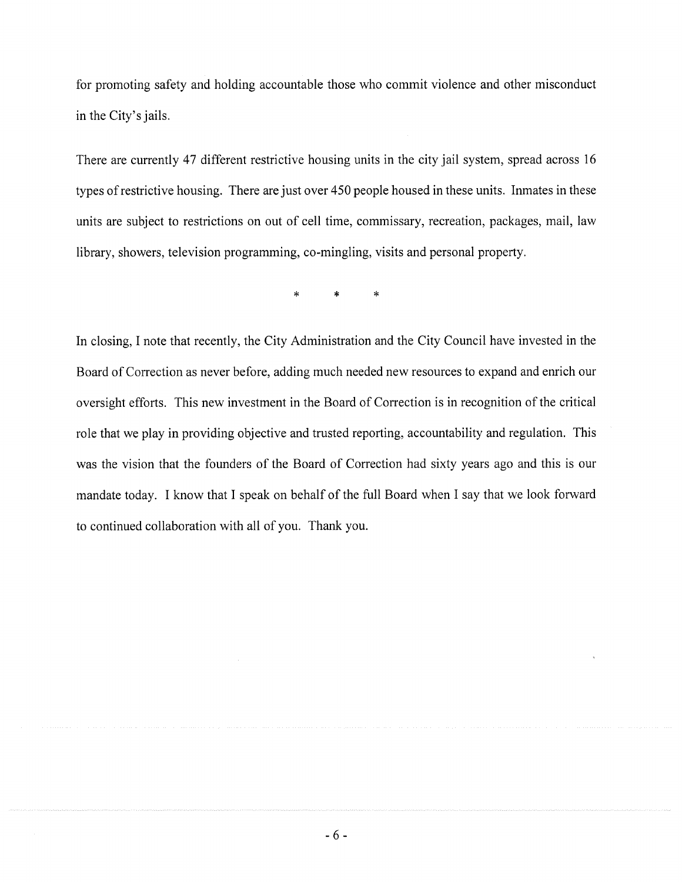for promoting safety and holding accountable those who commit violence and other misconduct in the City's jails.

There are currently 47 different restrictive housing units in the city jail system, spread across 16 types of restrictive housing. There are just over 450 people housed in these units. Inmates in these units are subject to restrictions on out of cell time, commissary, recreation, packages, mail, law library, showers, television programming, co-mingling, visits and personal property.

\* \* \*

In closing, I note that recently, the City Administration and the City Council have invested in the Board of Correction as never before, adding much needed new resources to expand and enrich our oversight efforts. This new investment in the Board of Correction is in recognition of the critical role that we play in providing objective and trusted reporting, accountability and regulation. This was the vision that the founders of the Board of Correction had sixty years ago and this is our mandate today. I know that I speak on behalf of the full Board when I say that we look forward to continued collaboration with all of you. Thank you.